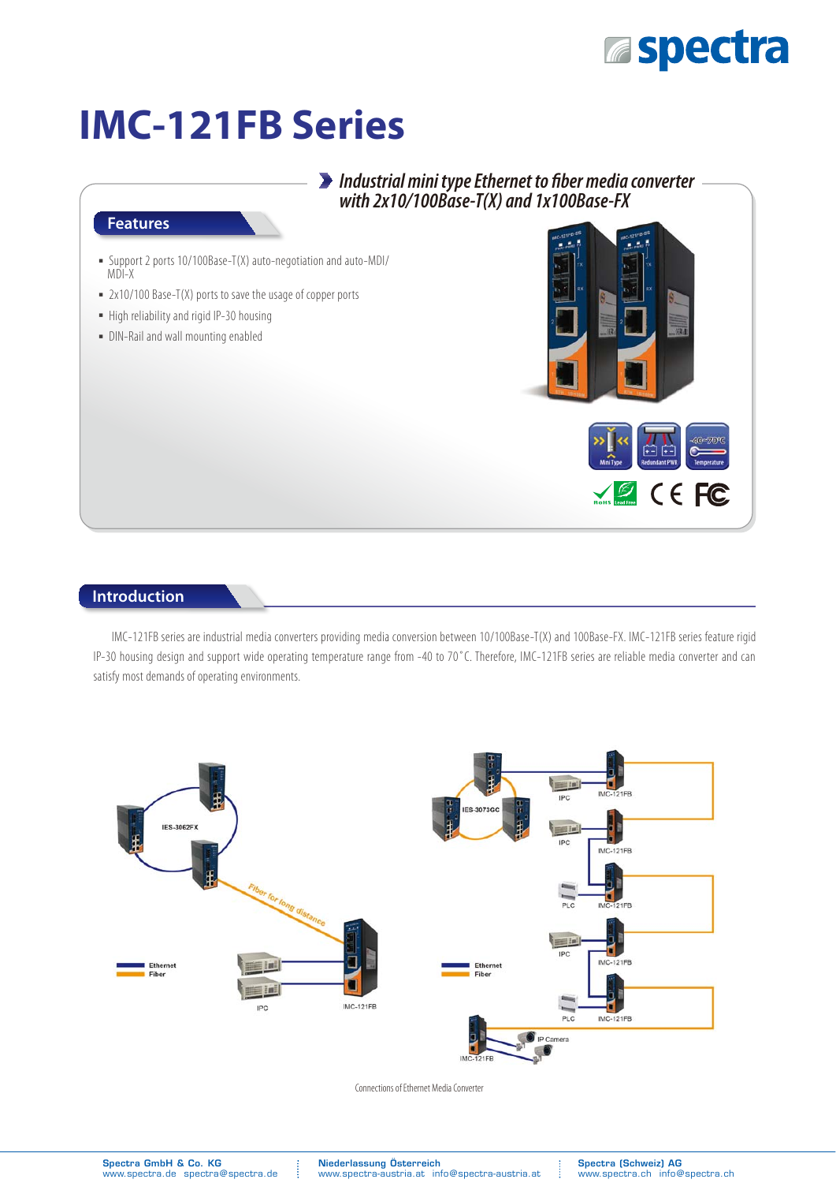# IMC-121FB Series

## Industrial mini type Ethernet to fiber media converter with 2x10/100Base-T(X) and 1x100Base-FX

### Features

- Support 2 ports 10/100Base-T(X) auto-negotiation and auto-MDI/MDI-X
- 2x10/100 Base-T(X) ports to save the usage of copper ports
- High reliability and rigid IP-30 housing
- DIN-Rail and wall mounting enabled

### Introduction

IMC-121FB series are industrial media converters providing media conversion between 10/100Base-T(X) and 100Base-FX. IMC-121FB series feature rigid IP-30 housing design and support wide operating temperature range from -40 to 70˚C. Therefore, IMC-121FB series are reliable media converter and can satisfy most demands of operating environments.

Connections of Ethernet Media Converter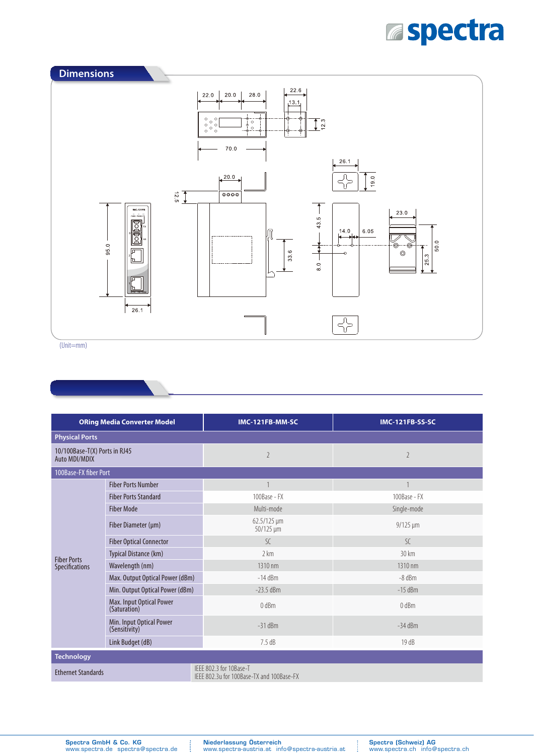## Dimensions

(Unit=mm)

| ORing Media Converter Model | | IMC-121FB-MM-SC | IMC-121FB-SS-SC |
|---|---|---|---|
| **Physical Ports** | | | |
| 10/100Base-T(X) Ports in RJ45 Auto MDI/MDIX | | 2 | 2 |
| **100Base-FX fiber Port** | | | |
| Fiber Ports Specifications | Fiber Ports Number | 1 | 1 |
| | Fiber Ports Standard | 100Base - FX | 100Base - FX |
| | Fiber Mode | Multi-mode | Single-mode |
| | Fiber Diameter (μm) | 62.5/125 μm<br>50/125 μm | 9/125 μm |
| | Fiber Optical Connector | SC | SC |
| | Typical Distance (km) | 2 km | 30 km |
| | Wavelength (nm) | 1310 nm | 1310 nm |
| | Max. Output Optical Power (dBm) | -14 dBm | -8 dBm |
| | Min. Output Optical Power (dBm) | -23.5 dBm | -15 dBm |
| | Max. Input Optical Power (Saturation) | 0 dBm | 0 dBm |
| | Min. Input Optical Power (Sensitivity) | -31 dBm | -34 dBm |
| | Link Budget (dB) | 7.5 dB | 19 dB |
| **Technology** | | | |
| Ethernet Standards | | IEEE 802.3 for 10Base-T<br>IEEE 802.3u for 100Base-TX and 100Base-FX | |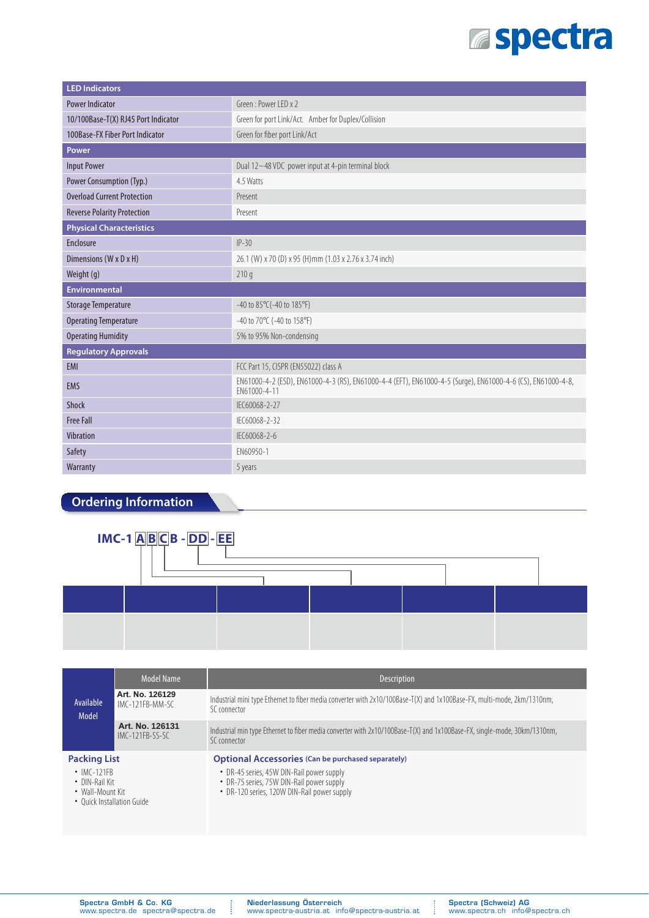| | |
|---|---|
| **LED Indicators** | |
| Power Indicator | Green : Power LED x 2 |
| 10/100Base-T(X) RJ45 Port Indicator | Green for port Link/Act.   Amber for Duplex/Collision |
| 100Base-FX Fiber Port Indicator | Green for fiber port Link/Act |
| **Power** | |
| Input Power | Dual 12~48 VDC power input at 4-pin terminal block |
| Power Consumption (Typ.) | 4.5 Watts |
| Overload Current Protection | Present |
| Reverse Polarity Protection | Present |
| **Physical Characteristics** | |
| Enclosure | IP-30 |
| Dimensions (W x D x H) | 26.1 (W) x 70 (D) x 95 (H)mm (1.03 x 2.76 x 3.74 inch) |
| Weight (g) | 210 g |
| **Environmental** | |
| Storage Temperature | -40 to 85°C(-40 to 185°F) |
| Operating Temperature | -40 to 70°C (-40 to 158°F) |
| Operating Humidity | 5% to 95% Non-condensing |
| **Regulatory Approvals** | |
| EMI | FCC Part 15, CISPR (EN55022) class A |
| EMS | EN61000-4-2 (ESD), EN61000-4-3 (RS), EN61000-4-4 (EFT), EN61000-4-5 (Surge), EN61000-4-6 (CS), EN61000-4-8, EN61000-4-11 |
| Shock | IEC60068-2-27 |
| Free Fall | IEC60068-2-32 |
| Vibration | IEC60068-2-6 |
| Safety | EN60950-1 |
| Warranty | 5 years |

## Ordering Information

**IMC-1 A B C B - DD - EE**

| | Model Name | Description |
|---|---|---|
| Available Model | **Art. No. 126129** IMC-121FB-MM-SC | Industrial mini type Ethernet to fiber media converter with 2x10/100Base-T(X) and 1x100Base-FX, multi-mode, 2km/1310nm, SC connector |
| | **Art. No. 126131** IMC-121FB-SS-SC | Industrial min type Ethernet to fiber media converter with 2x10/100Base-T(X) and 1x100Base-FX, single-mode, 30km/1310nm, SC connector |

### Packing List

- IMC-121FB
- DIN-Rail Kit
- Wall-Mount Kit
- Quick Installation Guide

### Optional Accessories (Can be purchased separately)

- DR-45 series, 45W DIN-Rail power supply
- DR-75 series, 75W DIN-Rail power supply
- DR-120 series, 120W DIN-Rail power supply

**Spectra GmbH & Co. KG**
www.spectra.de  spectra@spectra.de

**Niederlassung Österreich**
www.spectra-austria.at  info@spectra-austria.at

**Spectra (Schweiz) AG**
www.spectra.ch  info@spectra.ch